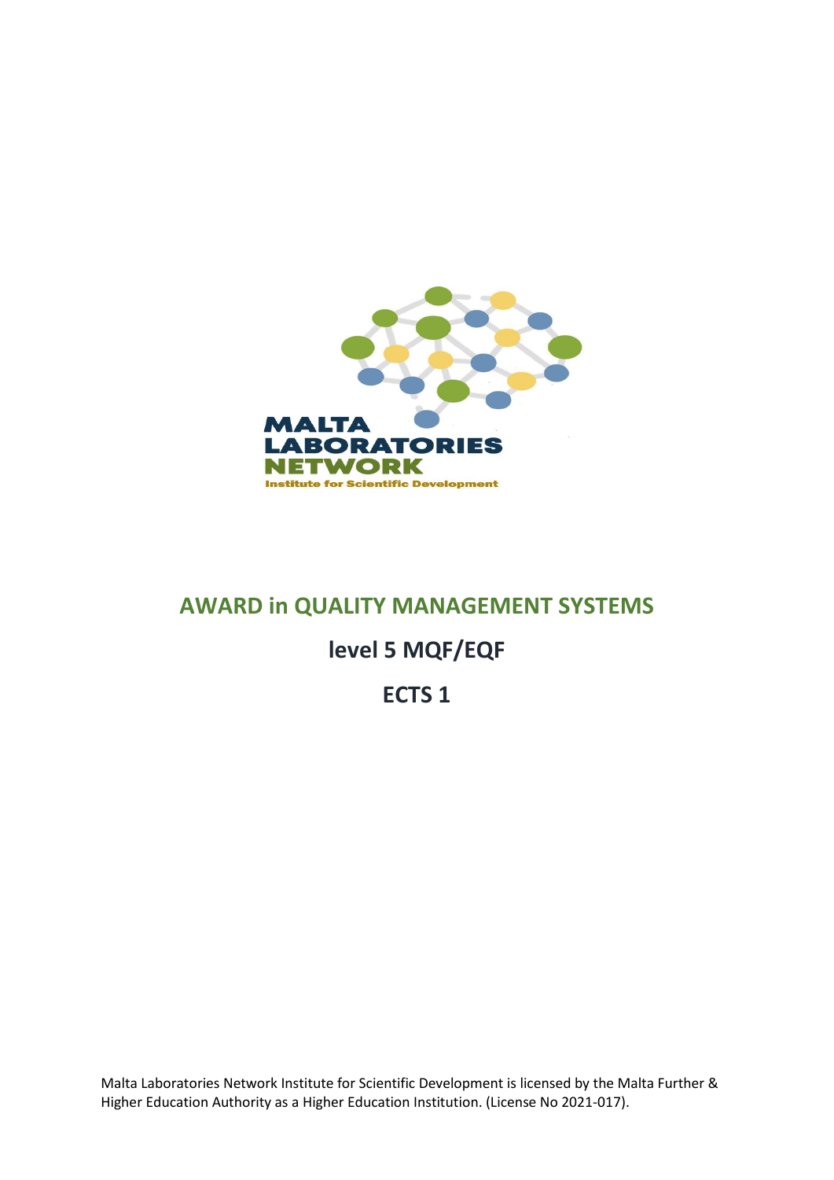MALTA LABORATORIES NETWORK

Institute for Scientific Development

# AWARD in QUALITY MANAGEMENT SYSTEMS

## level 5 MQF/EQF

## ECTS 1

Malta Laboratories Network Institute for Scientific Development is licensed by the Malta Further & Higher Education Authority as a Higher Education Institution. (License No 2021-017).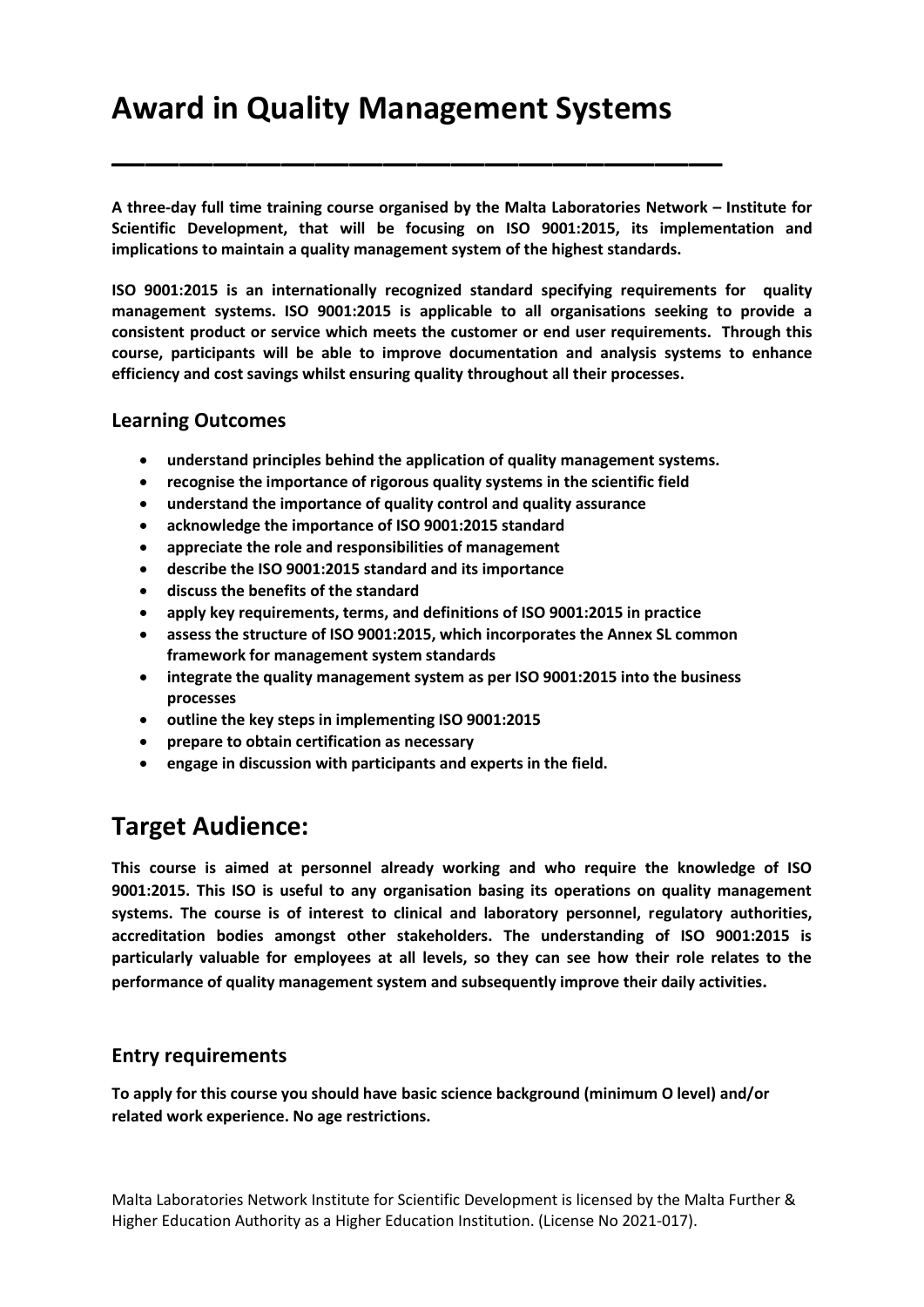# Award in Quality Management Systems

**A three-day full time training course organised by the Malta Laboratories Network – Institute for Scientific Development, that will be focusing on ISO 9001:2015, its implementation and implications to maintain a quality management system of the highest standards.**

**ISO 9001:2015 is an internationally recognized standard specifying requirements for quality management systems. ISO 9001:2015 is applicable to all organisations seeking to provide a consistent product or service which meets the customer or end user requirements. Through this course, participants will be able to improve documentation and analysis systems to enhance efficiency and cost savings whilst ensuring quality throughout all their processes.**

## Learning Outcomes

- **understand principles behind the application of quality management systems.**
- **recognise the importance of rigorous quality systems in the scientific field**
- **understand the importance of quality control and quality assurance**
- **acknowledge the importance of ISO 9001:2015 standard**
- **appreciate the role and responsibilities of management**
- **describe the ISO 9001:2015 standard and its importance**
- **discuss the benefits of the standard**
- **apply key requirements, terms, and definitions of ISO 9001:2015 in practice**
- **assess the structure of ISO 9001:2015, which incorporates the Annex SL common framework for management system standards**
- **integrate the quality management system as per ISO 9001:2015 into the business processes**
- **outline the key steps in implementing ISO 9001:2015**
- **prepare to obtain certification as necessary**
- **engage in discussion with participants and experts in the field.**

# Target Audience:

**This course is aimed at personnel already working and who require the knowledge of ISO 9001:2015. This ISO is useful to any organisation basing its operations on quality management systems. The course is of interest to clinical and laboratory personnel, regulatory authorities, accreditation bodies amongst other stakeholders. The understanding of ISO 9001:2015 is particularly valuable for employees at all levels, so they can see how their role relates to the performance of quality management system and subsequently improve their daily activities.**

## Entry requirements

**To apply for this course you should have basic science background (minimum O level) and/or related work experience. No age restrictions.**

Malta Laboratories Network Institute for Scientific Development is licensed by the Malta Further & Higher Education Authority as a Higher Education Institution. (License No 2021-017).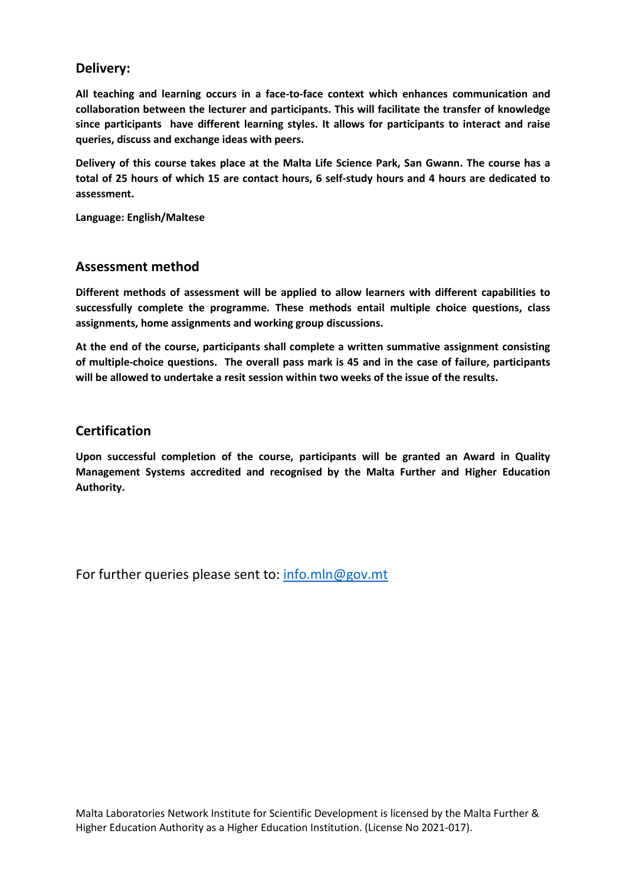## Delivery:

**All teaching and learning occurs in a face-to-face context which enhances communication and collaboration between the lecturer and participants. This will facilitate the transfer of knowledge since participants have different learning styles. It allows for participants to interact and raise queries, discuss and exchange ideas with peers.**

**Delivery of this course takes place at the Malta Life Science Park, San Gwann. The course has a total of 25 hours of which 15 are contact hours, 6 self-study hours and 4 hours are dedicated to assessment.**

**Language: English/Maltese**

## Assessment method

**Different methods of assessment will be applied to allow learners with different capabilities to successfully complete the programme. These methods entail multiple choice questions, class assignments, home assignments and working group discussions.**

**At the end of the course, participants shall complete a written summative assignment consisting of multiple-choice questions. The overall pass mark is 45 and in the case of failure, participants will be allowed to undertake a resit session within two weeks of the issue of the results.**

## Certification

**Upon successful completion of the course, participants will be granted an Award in Quality Management Systems accredited and recognised by the Malta Further and Higher Education Authority.**

For further queries please sent to: [info.mln@gov.mt](mailto:info.mln@gov.mt)

Malta Laboratories Network Institute for Scientific Development is licensed by the Malta Further & Higher Education Authority as a Higher Education Institution. (License No 2021-017).